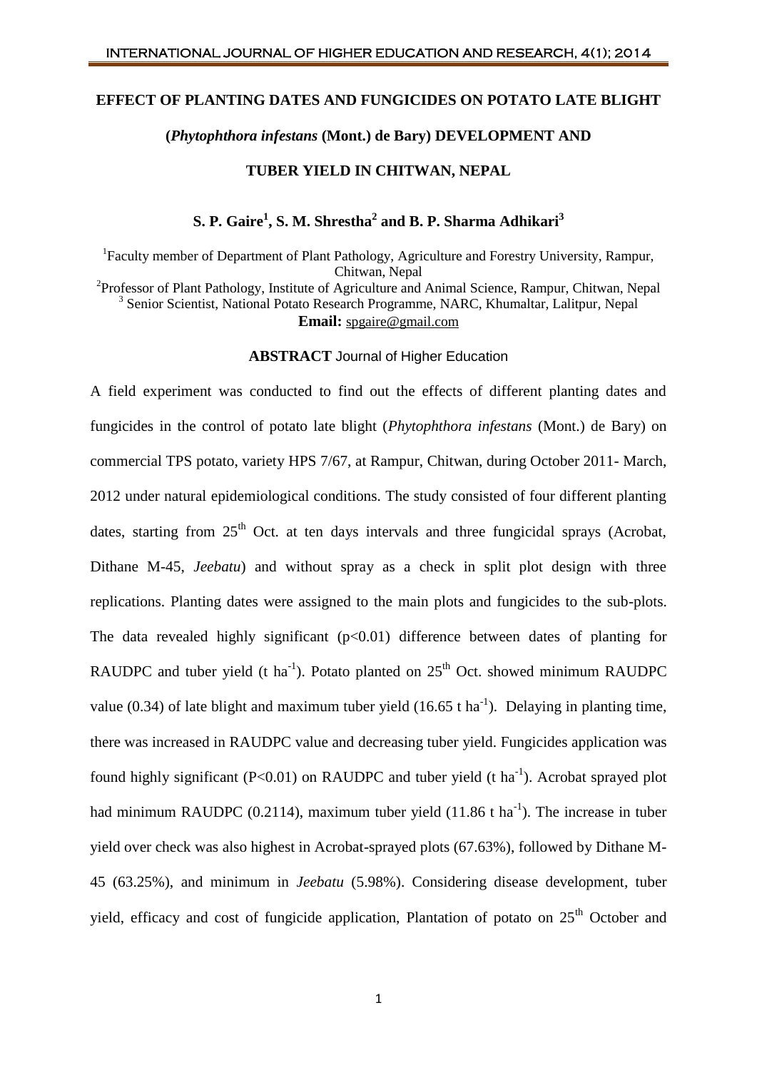# EFFECT OF PLANTING DATES AND FUNGICIDES ON POTATO LATE BLIGHT (*Phytophthora infestans* (Mont.) de Bary) DEVELOPMENT AND TUBER YIELD IN CHITWAN, NEPAL

**S. P. Gaire[1], S. M. Shrestha[2] and B. P. Sharma Adhikari[3]**

[1]Faculty member of Department of Plant Pathology, Agriculture and Forestry University, Rampur, Chitwan, Nepal
[2]Professor of Plant Pathology, Institute of Agriculture and Animal Science, Rampur, Chitwan, Nepal
[3] Senior Scientist, National Potato Research Programme, NARC, Khumaltar, Lalitpur, Nepal
**Email:** spgaire@gmail.com

## ABSTRACT Journal of Higher Education

A field experiment was conducted to find out the effects of different planting dates and fungicides in the control of potato late blight (*Phytophthora infestans* (Mont.) de Bary) on commercial TPS potato, variety HPS 7/67, at Rampur, Chitwan, during October 2011- March, 2012 under natural epidemiological conditions. The study consisted of four different planting dates, starting from 25$^{th}$ Oct. at ten days intervals and three fungicidal sprays (Acrobat, Dithane M-45, *Jeebatu*) and without spray as a check in split plot design with three replications. Planting dates were assigned to the main plots and fungicides to the sub-plots. The data revealed highly significant ($p<0.01$) difference between dates of planting for RAUDPC and tuber yield (t ha$^{-1}$). Potato planted on 25$^{th}$ Oct. showed minimum RAUDPC value (0.34) of late blight and maximum tuber yield (16.65 t ha$^{-1}$). Delaying in planting time, there was increased in RAUDPC value and decreasing tuber yield. Fungicides application was found highly significant ($P<0.01$) on RAUDPC and tuber yield (t ha$^{-1}$). Acrobat sprayed plot had minimum RAUDPC (0.2114), maximum tuber yield (11.86 t ha$^{-1}$). The increase in tuber yield over check was also highest in Acrobat-sprayed plots (67.63%), followed by Dithane M-45 (63.25%), and minimum in *Jeebatu* (5.98%). Considering disease development, tuber yield, efficacy and cost of fungicide application, Plantation of potato on 25$^{th}$ October and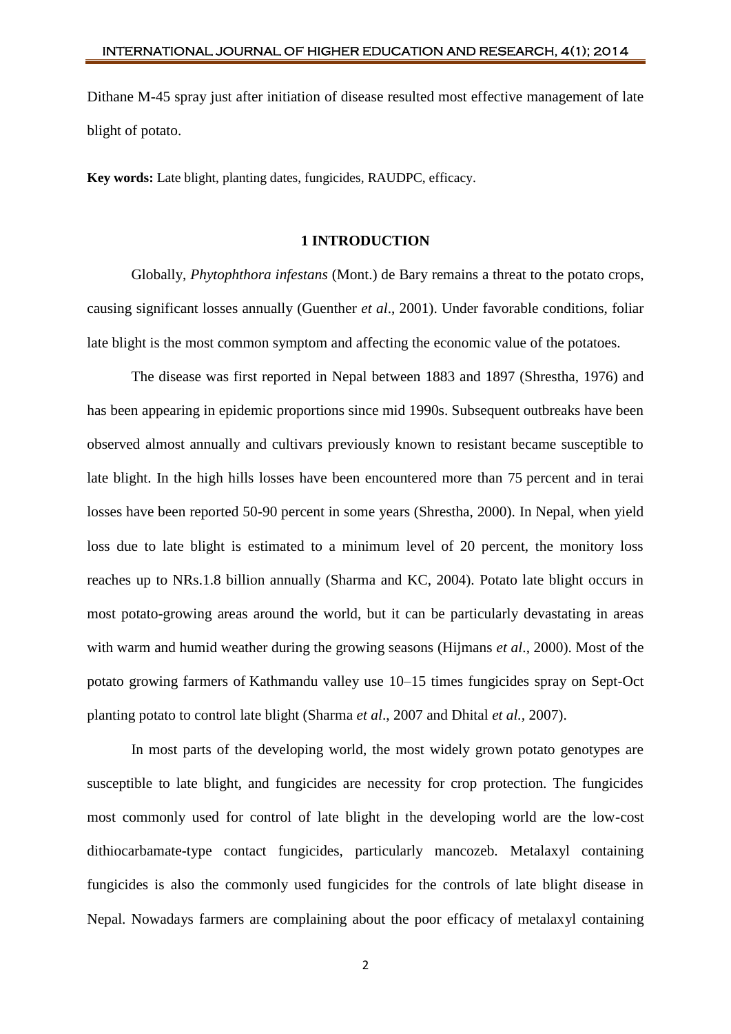Dithane M-45 spray just after initiation of disease resulted most effective management of late blight of potato.

**Key words:** Late blight, planting dates, fungicides, RAUDPC, efficacy.

## 1 INTRODUCTION

Globally, *Phytophthora infestans* (Mont.) de Bary remains a threat to the potato crops, causing significant losses annually (Guenther *et al*., 2001). Under favorable conditions, foliar late blight is the most common symptom and affecting the economic value of the potatoes.

The disease was first reported in Nepal between 1883 and 1897 (Shrestha, 1976) and has been appearing in epidemic proportions since mid 1990s. Subsequent outbreaks have been observed almost annually and cultivars previously known to resistant became susceptible to late blight. In the high hills losses have been encountered more than 75 percent and in terai losses have been reported 50-90 percent in some years (Shrestha, 2000). In Nepal, when yield loss due to late blight is estimated to a minimum level of 20 percent, the monitory loss reaches up to NRs.1.8 billion annually (Sharma and KC, 2004). Potato late blight occurs in most potato-growing areas around the world, but it can be particularly devastating in areas with warm and humid weather during the growing seasons (Hijmans *et al*., 2000). Most of the potato growing farmers of Kathmandu valley use 10–15 times fungicides spray on Sept-Oct planting potato to control late blight (Sharma *et al*., 2007 and Dhital *et al.*, 2007).

In most parts of the developing world, the most widely grown potato genotypes are susceptible to late blight, and fungicides are necessity for crop protection. The fungicides most commonly used for control of late blight in the developing world are the low-cost dithiocarbamate-type contact fungicides, particularly mancozeb. Metalaxyl containing fungicides is also the commonly used fungicides for the controls of late blight disease in Nepal. Nowadays farmers are complaining about the poor efficacy of metalaxyl containing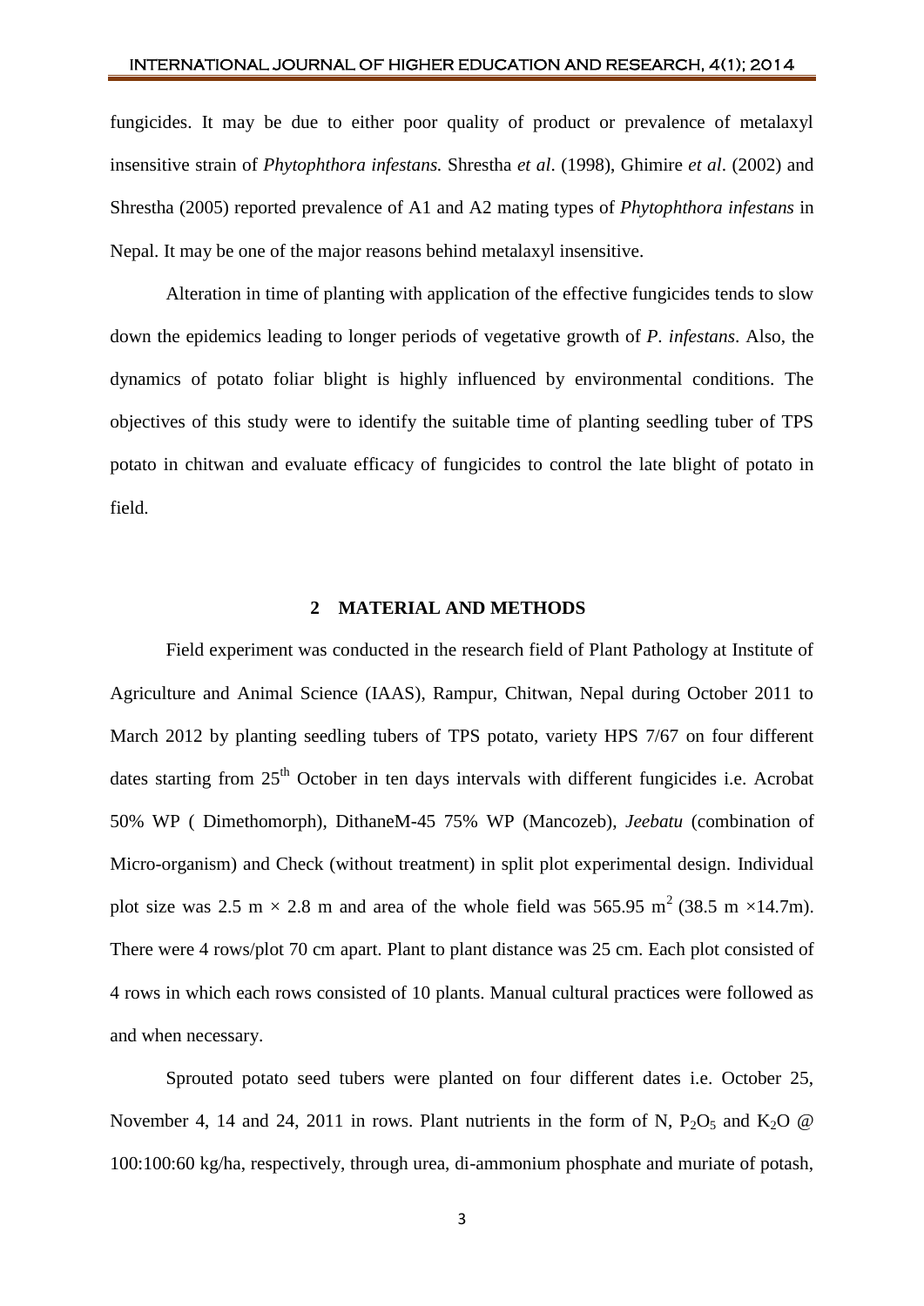fungicides. It may be due to either poor quality of product or prevalence of metalaxyl insensitive strain of *Phytophthora infestans.* Shrestha *et al*. (1998), Ghimire *et al*. (2002) and Shrestha (2005) reported prevalence of A1 and A2 mating types of *Phytophthora infestans* in Nepal. It may be one of the major reasons behind metalaxyl insensitive.

Alteration in time of planting with application of the effective fungicides tends to slow down the epidemics leading to longer periods of vegetative growth of *P. infestans*. Also, the dynamics of potato foliar blight is highly influenced by environmental conditions. The objectives of this study were to identify the suitable time of planting seedling tuber of TPS potato in chitwan and evaluate efficacy of fungicides to control the late blight of potato in field.

## 2 MATERIAL AND METHODS

Field experiment was conducted in the research field of Plant Pathology at Institute of Agriculture and Animal Science (IAAS), Rampur, Chitwan, Nepal during October 2011 to March 2012 by planting seedling tubers of TPS potato, variety HPS 7/67 on four different dates starting from 25$^{th}$ October in ten days intervals with different fungicides i.e. Acrobat 50% WP ( Dimethomorph), DithaneM-45 75% WP (Mancozeb), *Jeebatu* (combination of Micro-organism) and Check (without treatment) in split plot experimental design. Individual plot size was 2.5 m $\times$ 2.8 m and area of the whole field was 565.95 m$^2$ (38.5 m $\times$14.7m). There were 4 rows/plot 70 cm apart. Plant to plant distance was 25 cm. Each plot consisted of 4 rows in which each rows consisted of 10 plants. Manual cultural practices were followed as and when necessary.

Sprouted potato seed tubers were planted on four different dates i.e. October 25, November 4, 14 and 24, 2011 in rows. Plant nutrients in the form of N, $P_2O_5$ and $K_2O$ @ 100:100:60 kg/ha, respectively, through urea, di-ammonium phosphate and muriate of potash,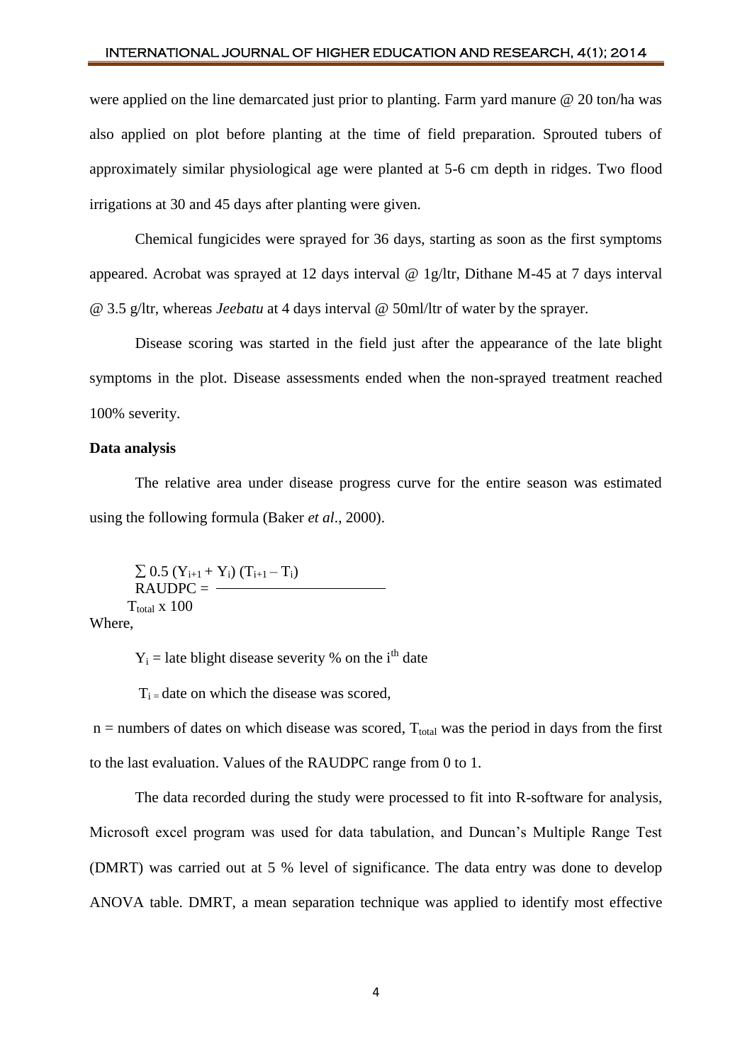were applied on the line demarcated just prior to planting. Farm yard manure @ 20 ton/ha was also applied on plot before planting at the time of field preparation. Sprouted tubers of approximately similar physiological age were planted at 5-6 cm depth in ridges. Two flood irrigations at 30 and 45 days after planting were given.

Chemical fungicides were sprayed for 36 days, starting as soon as the first symptoms appeared. Acrobat was sprayed at 12 days interval @ 1g/ltr, Dithane M-45 at 7 days interval @ 3.5 g/ltr, whereas *Jeebatu* at 4 days interval @ 50ml/ltr of water by the sprayer.

Disease scoring was started in the field just after the appearance of the late blight symptoms in the plot. Disease assessments ended when the non-sprayed treatment reached 100% severity.

**Data analysis**

The relative area under disease progress curve for the entire season was estimated using the following formula (Baker *et al*., 2000).

$$RAUDPC = \frac{\sum 0.5\,(Y_{i+1} + Y_i)\,(T_{i+1} - T_i)}{T_{total} \times 100}$$

Where,

$Y_i$ = late blight disease severity % on the $i^{th}$ date

$T_i$ = date on which the disease was scored,

n = numbers of dates on which disease was scored, $T_{total}$ was the period in days from the first to the last evaluation. Values of the RAUDPC range from 0 to 1.

The data recorded during the study were processed to fit into R-software for analysis, Microsoft excel program was used for data tabulation, and Duncan's Multiple Range Test (DMRT) was carried out at 5 % level of significance. The data entry was done to develop ANOVA table. DMRT, a mean separation technique was applied to identify most effective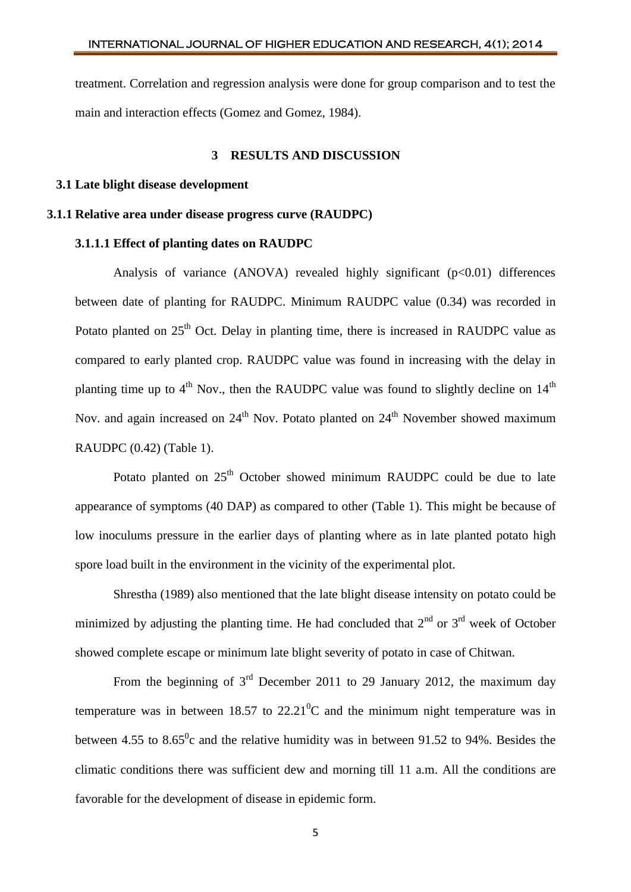treatment. Correlation and regression analysis were done for group comparison and to test the main and interaction effects (Gomez and Gomez, 1984).

## 3 RESULTS AND DISCUSSION

### 3.1 Late blight disease development

#### 3.1.1 Relative area under disease progress curve (RAUDPC)

##### 3.1.1.1 Effect of planting dates on RAUDPC

Analysis of variance (ANOVA) revealed highly significant ($p<0.01$) differences between date of planting for RAUDPC. Minimum RAUDPC value (0.34) was recorded in Potato planted on 25$^{th}$ Oct. Delay in planting time, there is increased in RAUDPC value as compared to early planted crop. RAUDPC value was found in increasing with the delay in planting time up to 4$^{th}$ Nov., then the RAUDPC value was found to slightly decline on 14$^{th}$ Nov. and again increased on 24$^{th}$ Nov. Potato planted on 24$^{th}$ November showed maximum RAUDPC (0.42) (Table 1).

Potato planted on 25$^{th}$ October showed minimum RAUDPC could be due to late appearance of symptoms (40 DAP) as compared to other (Table 1). This might be because of low inoculums pressure in the earlier days of planting where as in late planted potato high spore load built in the environment in the vicinity of the experimental plot.

Shrestha (1989) also mentioned that the late blight disease intensity on potato could be minimized by adjusting the planting time. He had concluded that 2$^{nd}$ or 3$^{rd}$ week of October showed complete escape or minimum late blight severity of potato in case of Chitwan.

From the beginning of 3$^{rd}$ December 2011 to 29 January 2012, the maximum day temperature was in between 18.57 to 22.21$^{0}$C and the minimum night temperature was in between 4.55 to 8.65$^{0}$c and the relative humidity was in between 91.52 to 94%. Besides the climatic conditions there was sufficient dew and morning till 11 a.m. All the conditions are favorable for the development of disease in epidemic form.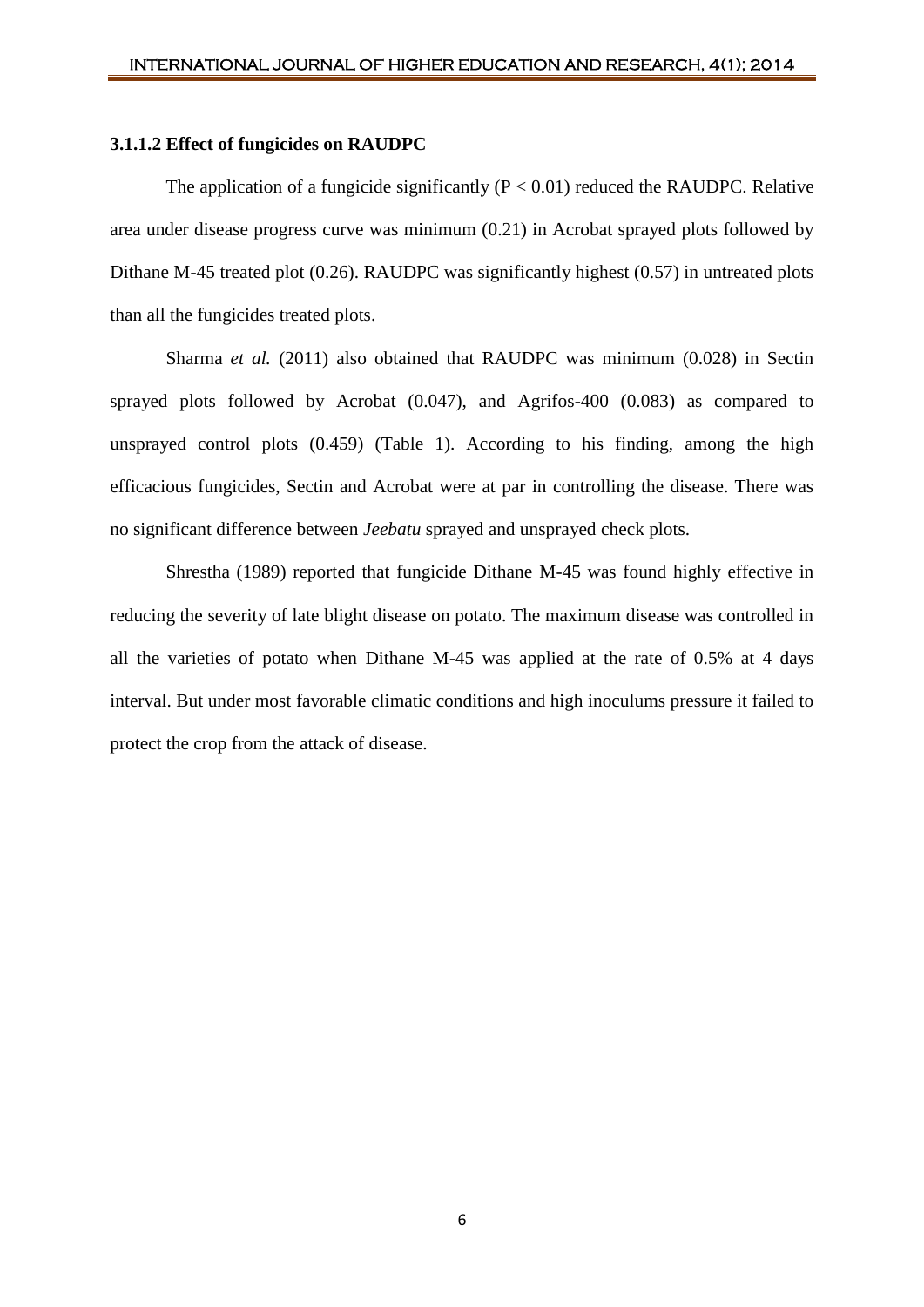#### 3.1.1.2 Effect of fungicides on RAUDPC

The application of a fungicide significantly ($P < 0.01$) reduced the RAUDPC. Relative area under disease progress curve was minimum (0.21) in Acrobat sprayed plots followed by Dithane M-45 treated plot (0.26). RAUDPC was significantly highest (0.57) in untreated plots than all the fungicides treated plots.

Sharma *et al.* (2011) also obtained that RAUDPC was minimum (0.028) in Sectin sprayed plots followed by Acrobat (0.047), and Agrifos-400 (0.083) as compared to unsprayed control plots (0.459) (Table 1). According to his finding, among the high efficacious fungicides, Sectin and Acrobat were at par in controlling the disease. There was no significant difference between *Jeebatu* sprayed and unsprayed check plots.

Shrestha (1989) reported that fungicide Dithane M-45 was found highly effective in reducing the severity of late blight disease on potato. The maximum disease was controlled in all the varieties of potato when Dithane M-45 was applied at the rate of 0.5% at 4 days interval. But under most favorable climatic conditions and high inoculums pressure it failed to protect the crop from the attack of disease.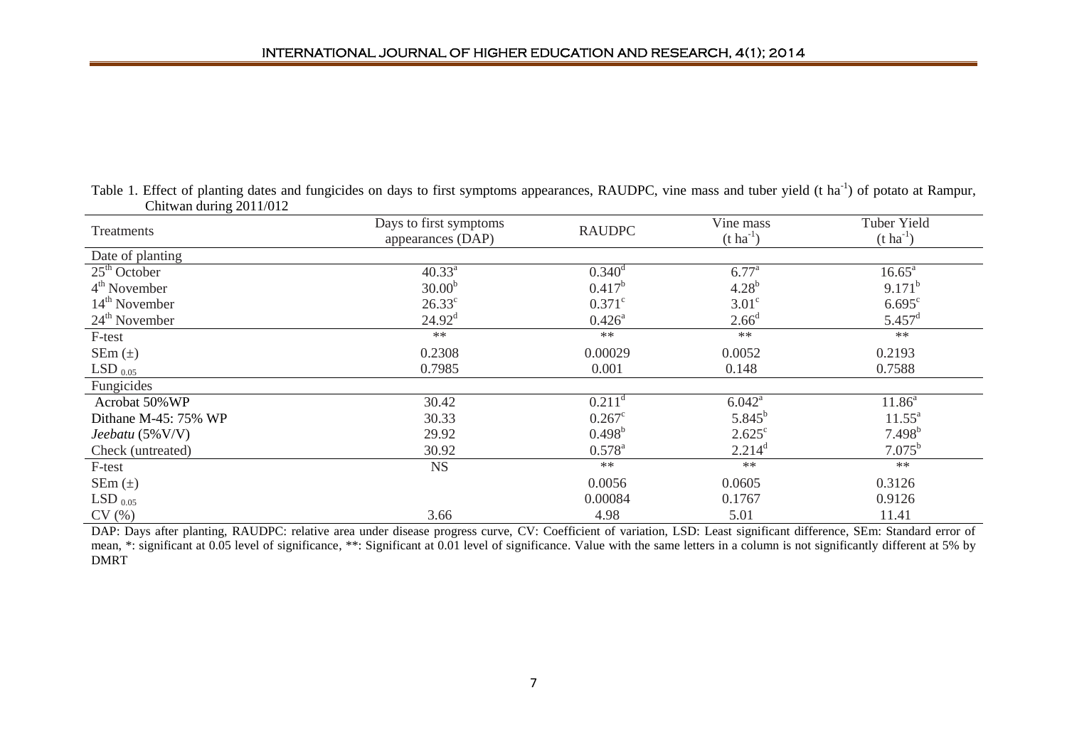Table 1. Effect of planting dates and fungicides on days to first symptoms appearances, RAUDPC, vine mass and tuber yield (t $ha^{-1}$) of potato at Rampur, Chitwan during 2011/012

| Treatments | Days to first symptoms appearances (DAP) | RAUDPC | Vine mass (t $ha^{-1}$) | Tuber Yield (t $ha^{-1}$) |
|---|---|---|---|---|
| Date of planting | | | | |
| $25^{th}$ October | $40.33^{a}$ | $0.340^{d}$ | $6.77^{a}$ | $16.65^{a}$ |
| $4^{th}$ November | $30.00^{b}$ | $0.417^{b}$ | $4.28^{b}$ | $9.171^{b}$ |
| $14^{th}$ November | $26.33^{c}$ | $0.371^{c}$ | $3.01^{c}$ | $6.695^{c}$ |
| $24^{th}$ November | $24.92^{d}$ | $0.426^{a}$ | $2.66^{d}$ | $5.457^{d}$ |
| F-test | ** | ** | ** | ** |
| SEm (±) | 0.2308 | 0.00029 | 0.0052 | 0.2193 |
| $LSD_{0.05}$ | 0.7985 | 0.001 | 0.148 | 0.7588 |
| Fungicides | | | | |
| Acrobat 50%WP | 30.42 | $0.211^{d}$ | $6.042^{a}$ | $11.86^{a}$ |
| Dithane M-45: 75% WP | 30.33 | $0.267^{c}$ | $5.845^{b}$ | $11.55^{a}$ |
| *Jeebatu* (5%V/V) | 29.92 | $0.498^{b}$ | $2.625^{c}$ | $7.498^{b}$ |
| Check (untreated) | 30.92 | $0.578^{a}$ | $2.214^{d}$ | $7.075^{b}$ |
| F-test | NS | ** | ** | ** |
| SEm (±) | | 0.0056 | 0.0605 | 0.3126 |
| $LSD_{0.05}$ | | 0.00084 | 0.1767 | 0.9126 |
| CV (%) | 3.66 | 4.98 | 5.01 | 11.41 |

DAP: Days after planting, RAUDPC: relative area under disease progress curve, CV: Coefficient of variation, LSD: Least significant difference, SEm: Standard error of mean, *: significant at 0.05 level of significance, **: Significant at 0.01 level of significance. Value with the same letters in a column is not significantly different at 5% by DMRT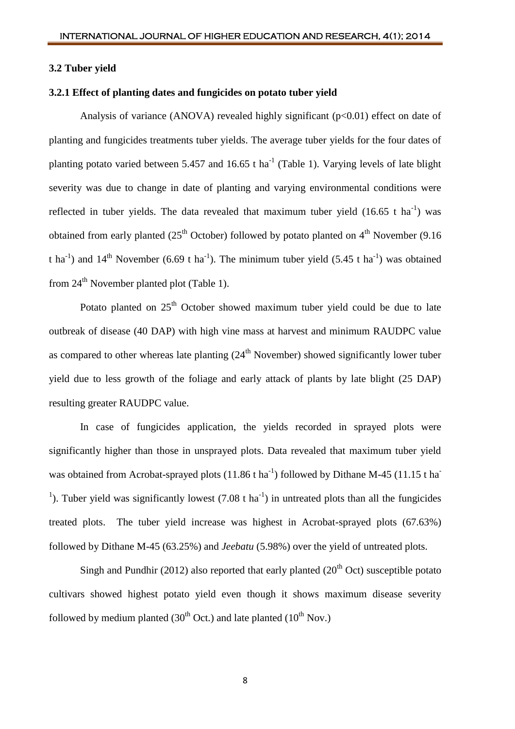### 3.2 Tuber yield

### 3.2.1 Effect of planting dates and fungicides on potato tuber yield

Analysis of variance (ANOVA) revealed highly significant ($p<0.01$) effect on date of planting and fungicides treatments tuber yields. The average tuber yields for the four dates of planting potato varied between 5.457 and 16.65 t $ha^{-1}$ (Table 1). Varying levels of late blight severity was due to change in date of planting and varying environmental conditions were reflected in tuber yields. The data revealed that maximum tuber yield (16.65 t $ha^{-1}$) was obtained from early planted (25$^{th}$ October) followed by potato planted on 4$^{th}$ November (9.16 t $ha^{-1}$) and 14$^{th}$ November (6.69 t $ha^{-1}$). The minimum tuber yield (5.45 t $ha^{-1}$) was obtained from 24$^{th}$ November planted plot (Table 1).

Potato planted on 25$^{th}$ October showed maximum tuber yield could be due to late outbreak of disease (40 DAP) with high vine mass at harvest and minimum RAUDPC value as compared to other whereas late planting (24$^{th}$ November) showed significantly lower tuber yield due to less growth of the foliage and early attack of plants by late blight (25 DAP) resulting greater RAUDPC value.

In case of fungicides application, the yields recorded in sprayed plots were significantly higher than those in unsprayed plots. Data revealed that maximum tuber yield was obtained from Acrobat-sprayed plots (11.86 t $ha^{-1}$) followed by Dithane M-45 (11.15 t $ha^{-1}$). Tuber yield was significantly lowest (7.08 t $ha^{-1}$) in untreated plots than all the fungicides treated plots. The tuber yield increase was highest in Acrobat-sprayed plots (67.63%) followed by Dithane M-45 (63.25%) and *Jeebatu* (5.98%) over the yield of untreated plots.

Singh and Pundhir (2012) also reported that early planted (20$^{th}$ Oct) susceptible potato cultivars showed highest potato yield even though it shows maximum disease severity followed by medium planted (30$^{th}$ Oct.) and late planted (10$^{th}$ Nov.)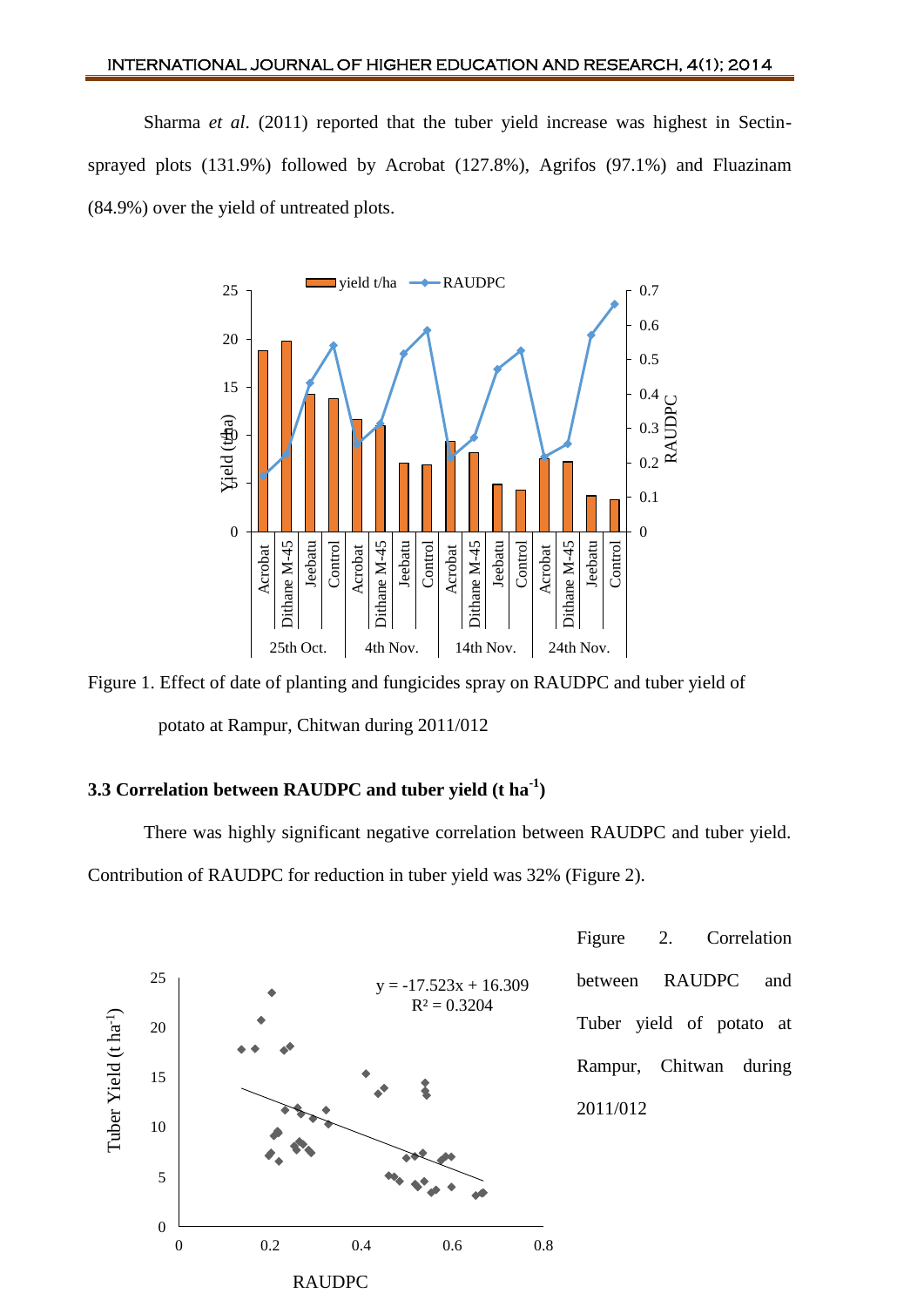Sharma *et al*. (2011) reported that the tuber yield increase was highest in Sectin-sprayed plots (131.9%) followed by Acrobat (127.8%), Agrifos (97.1%) and Fluazinam (84.9%) over the yield of untreated plots.

Figure 1. Effect of date of planting and fungicides spray on RAUDPC and tuber yield of potato at Rampur, Chitwan during 2011/012

### 3.3 Correlation between RAUDPC and tuber yield (t ha$^{-1}$)

There was highly significant negative correlation between RAUDPC and tuber yield. Contribution of RAUDPC for reduction in tuber yield was 32% (Figure 2).

Figure 2. Correlation between RAUDPC and Tuber yield of potato at Rampur, Chitwan during 2011/012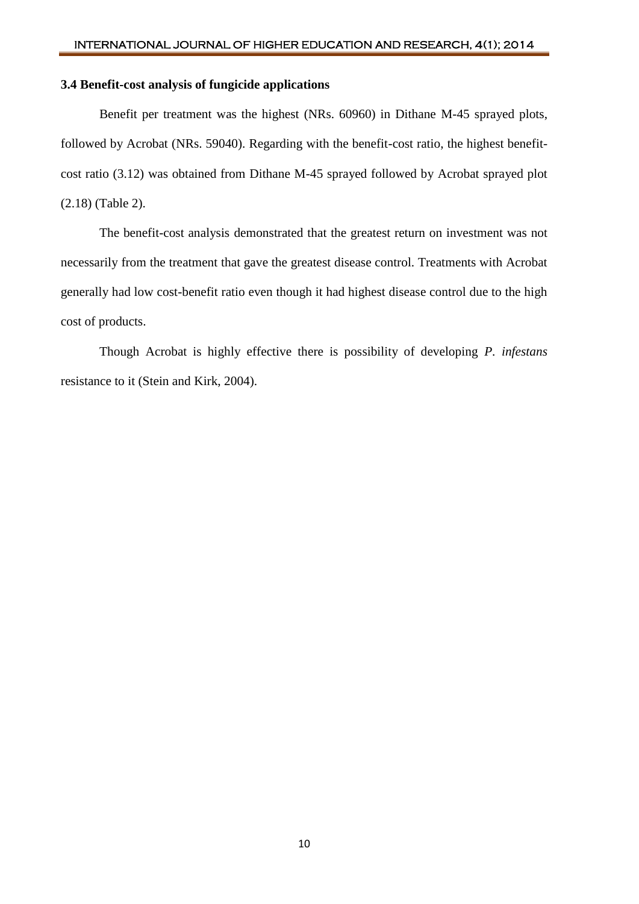### 3.4 Benefit-cost analysis of fungicide applications

Benefit per treatment was the highest (NRs. 60960) in Dithane M-45 sprayed plots, followed by Acrobat (NRs. 59040). Regarding with the benefit-cost ratio, the highest benefit-cost ratio (3.12) was obtained from Dithane M-45 sprayed followed by Acrobat sprayed plot (2.18) (Table 2).

The benefit-cost analysis demonstrated that the greatest return on investment was not necessarily from the treatment that gave the greatest disease control. Treatments with Acrobat generally had low cost-benefit ratio even though it had highest disease control due to the high cost of products.

Though Acrobat is highly effective there is possibility of developing *P. infestans* resistance to it (Stein and Kirk, 2004).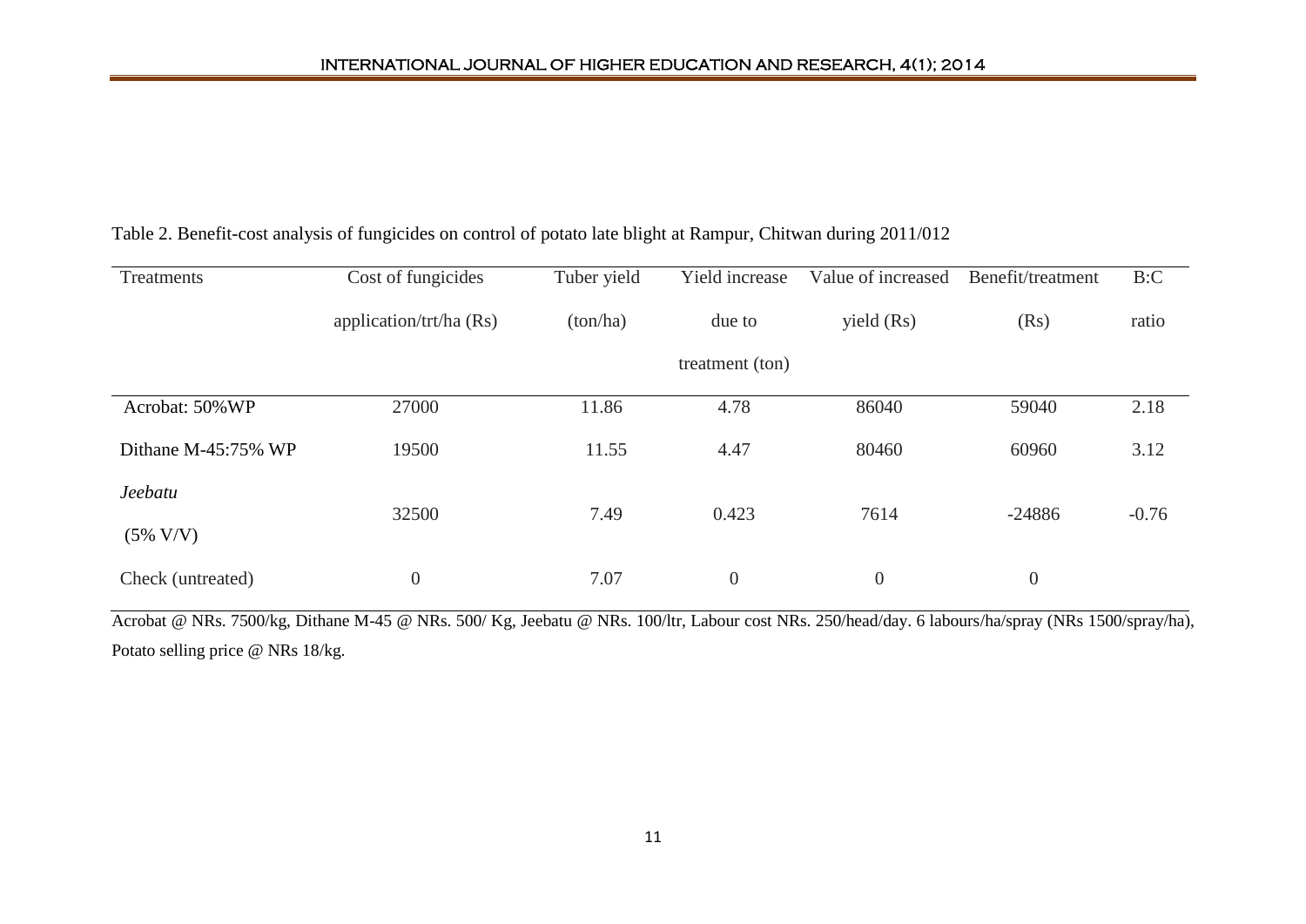Table 2. Benefit-cost analysis of fungicides on control of potato late blight at Rampur, Chitwan during 2011/012

| Treatments | Cost of fungicides application/trt/ha (Rs) | Tuber yield (ton/ha) | Yield increase due to treatment (ton) | Value of increased yield (Rs) | Benefit/treatment (Rs) | B:C ratio |
|---|---|---|---|---|---|---|
| Acrobat: 50%WP | 27000 | 11.86 | 4.78 | 86040 | 59040 | 2.18 |
| Dithane M-45:75% WP | 19500 | 11.55 | 4.47 | 80460 | 60960 | 3.12 |
| *Jeebatu* (5% V/V) | 32500 | 7.49 | 0.423 | 7614 | -24886 | -0.76 |
| Check (untreated) | 0 | 7.07 | 0 | 0 | 0 | |

Acrobat @ NRs. 7500/kg, Dithane M-45 @ NRs. 500/ Kg, Jeebatu @ NRs. 100/ltr, Labour cost NRs. 250/head/day. 6 labours/ha/spray (NRs 1500/spray/ha), Potato selling price @ NRs 18/kg.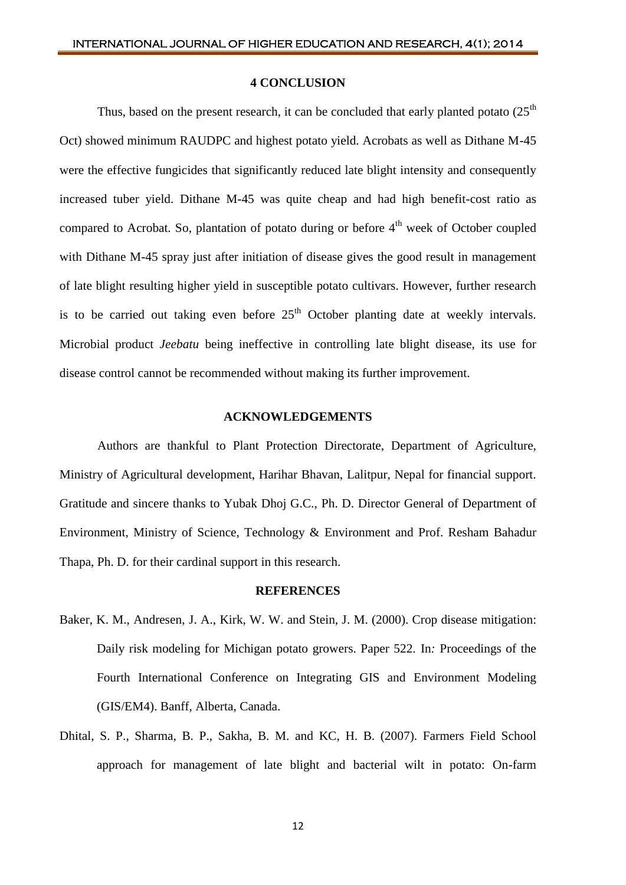## 4 CONCLUSION

Thus, based on the present research, it can be concluded that early planted potato (25$^{th}$ Oct) showed minimum RAUDPC and highest potato yield. Acrobats as well as Dithane M-45 were the effective fungicides that significantly reduced late blight intensity and consequently increased tuber yield. Dithane M-45 was quite cheap and had high benefit-cost ratio as compared to Acrobat. So, plantation of potato during or before 4$^{th}$ week of October coupled with Dithane M-45 spray just after initiation of disease gives the good result in management of late blight resulting higher yield in susceptible potato cultivars. However, further research is to be carried out taking even before 25$^{th}$ October planting date at weekly intervals. Microbial product *Jeebatu* being ineffective in controlling late blight disease, its use for disease control cannot be recommended without making its further improvement.

## ACKNOWLEDGEMENTS

Authors are thankful to Plant Protection Directorate, Department of Agriculture, Ministry of Agricultural development, Harihar Bhavan, Lalitpur, Nepal for financial support. Gratitude and sincere thanks to Yubak Dhoj G.C., Ph. D. Director General of Department of Environment, Ministry of Science, Technology & Environment and Prof. Resham Bahadur Thapa, Ph. D. for their cardinal support in this research.

## REFERENCES

Baker, K. M., Andresen, J. A., Kirk, W. W. and Stein, J. M. (2000). Crop disease mitigation: Daily risk modeling for Michigan potato growers. Paper 522. In*:* Proceedings of the Fourth International Conference on Integrating GIS and Environment Modeling (GIS/EM4). Banff, Alberta, Canada.

Dhital, S. P., Sharma, B. P., Sakha, B. M. and KC, H. B. (2007). Farmers Field School approach for management of late blight and bacterial wilt in potato: On-farm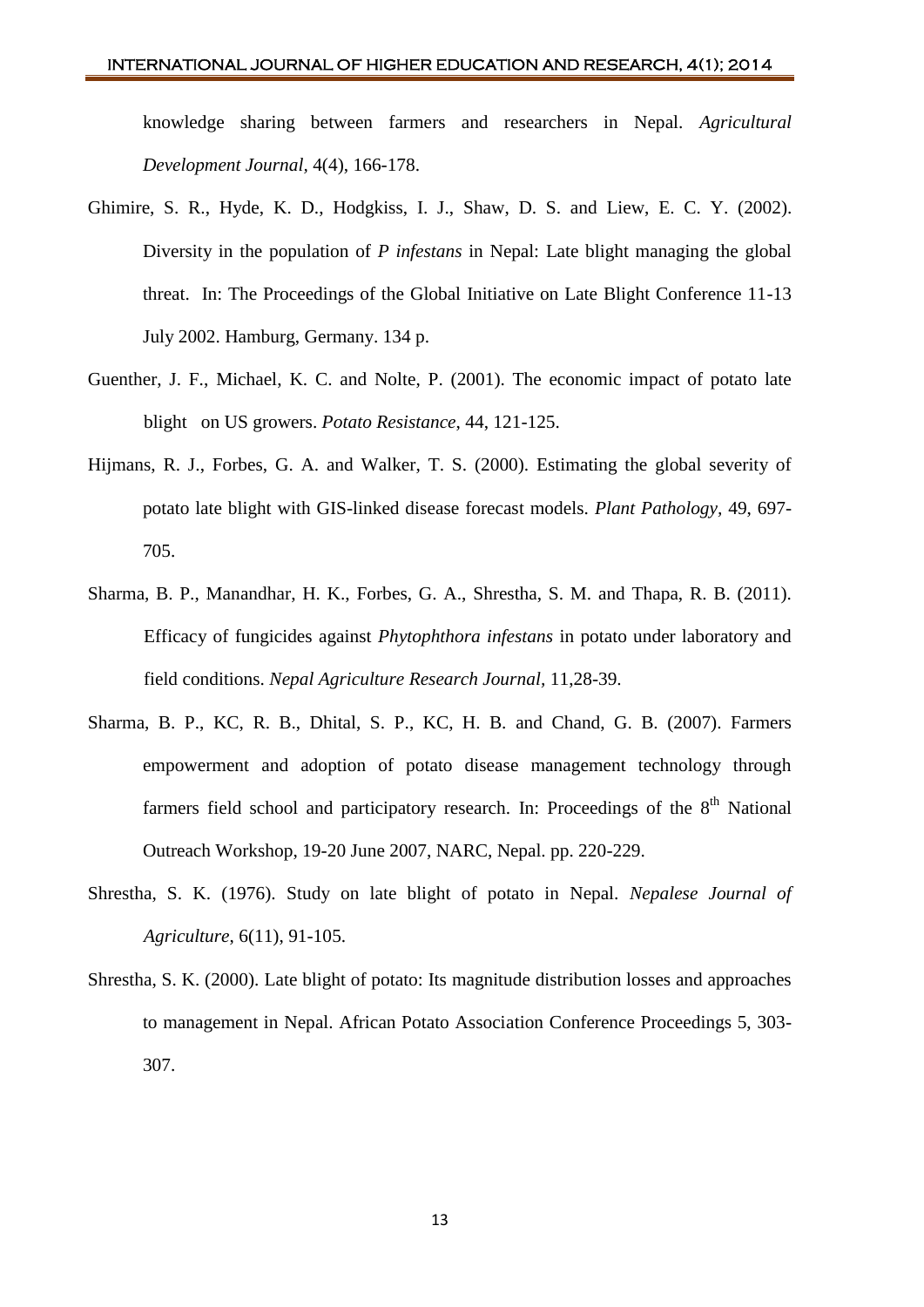knowledge sharing between farmers and researchers in Nepal. *Agricultural Development Journal*, 4(4), 166-178.

Ghimire, S. R., Hyde, K. D., Hodgkiss, I. J., Shaw, D. S. and Liew, E. C. Y. (2002). Diversity in the population of *P infestans* in Nepal: Late blight managing the global threat. In: The Proceedings of the Global Initiative on Late Blight Conference 11-13 July 2002. Hamburg, Germany. 134 p.

Guenther, J. F., Michael, K. C. and Nolte, P. (2001). The economic impact of potato late blight on US growers. *Potato Resistance*, 44, 121-125.

Hijmans, R. J., Forbes, G. A. and Walker, T. S. (2000). Estimating the global severity of potato late blight with GIS-linked disease forecast models. *Plant Pathology*, 49, 697-705.

Sharma, B. P., Manandhar, H. K., Forbes, G. A., Shrestha, S. M. and Thapa, R. B. (2011). Efficacy of fungicides against *Phytophthora infestans* in potato under laboratory and field conditions. *Nepal Agriculture Research Journal*, 11,28-39.

Sharma, B. P., KC, R. B., Dhital, S. P., KC, H. B. and Chand, G. B. (2007). Farmers empowerment and adoption of potato disease management technology through farmers field school and participatory research. In: Proceedings of the 8$^{th}$ National Outreach Workshop, 19-20 June 2007, NARC, Nepal. pp. 220-229.

Shrestha, S. K. (1976). Study on late blight of potato in Nepal. *Nepalese Journal of Agriculture*, 6(11), 91-105.

Shrestha, S. K. (2000). Late blight of potato: Its magnitude distribution losses and approaches to management in Nepal. African Potato Association Conference Proceedings 5, 303-307.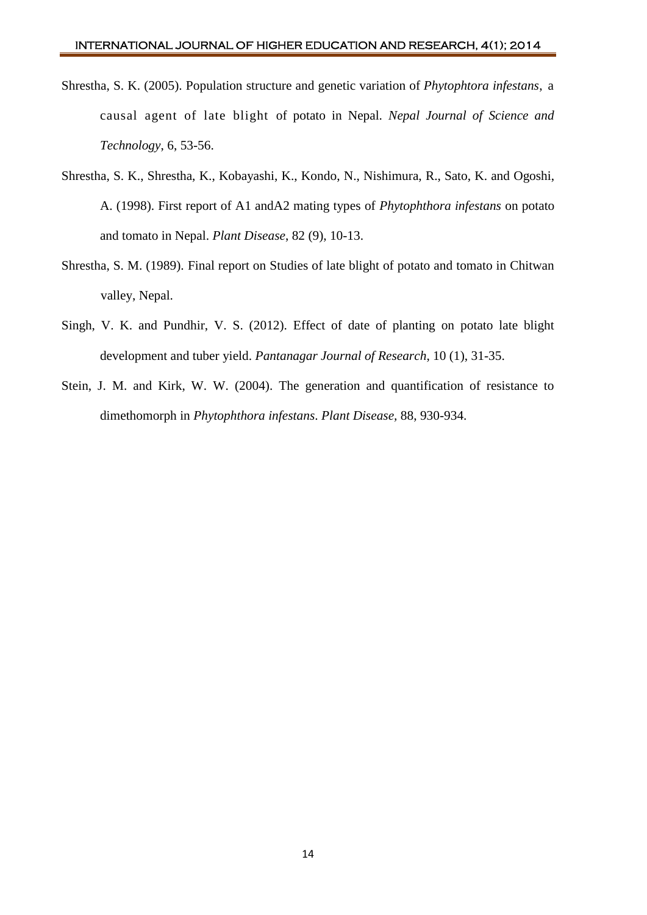Shrestha, S. K. (2005). Population structure and genetic variation of *Phytophtora infestans*, a causal agent of late blight of potato in Nepal. *Nepal Journal of Science and Technology*, 6, 53-56.

Shrestha, S. K., Shrestha, K., Kobayashi, K., Kondo, N., Nishimura, R., Sato, K. and Ogoshi, A. (1998). First report of A1 andA2 mating types of *Phytophthora infestans* on potato and tomato in Nepal. *Plant Disease*, 82 (9), 10-13.

Shrestha, S. M. (1989). Final report on Studies of late blight of potato and tomato in Chitwan valley, Nepal.

Singh, V. K. and Pundhir, V. S. (2012). Effect of date of planting on potato late blight development and tuber yield. *Pantanagar Journal of Research*, 10 (1), 31-35.

Stein, J. M. and Kirk, W. W. (2004). The generation and quantification of resistance to dimethomorph in *Phytophthora infestans*. *Plant Disease,* 88, 930-934.